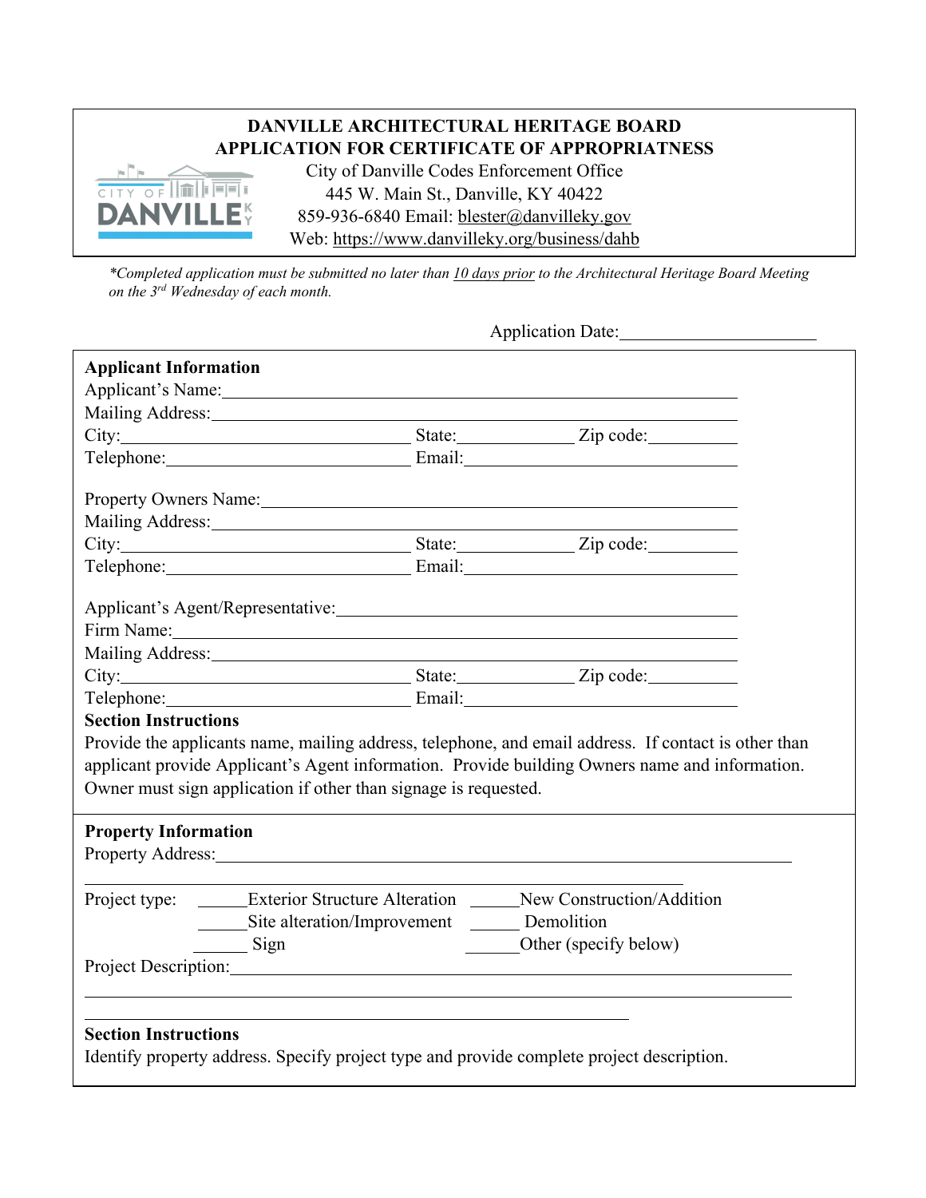# DANVILLE ARCHITECTURAL HERITAGE BOARD
## APPLICATION FOR CERTIFICATE OF APPROPRIATNESS

City of Danville Codes Enforcement Office
445 W. Main St., Danville, KY 40422
859-936-6840 Email: blester@danvilleky.gov
Web: https://www.danvilleky.org/business/dahb

*\*Completed application must be submitted no later than 10 days prior to the Architectural Heritage Board Meeting on the 3rd Wednesday of each month.*

Application Date:______________________

**Applicant Information**

Applicant's Name:____________________________________________

Mailing Address:____________________________________________

City:______________________ State:__________ Zip code:________

Telephone:__________________ Email:______________________

Property Owners Name:____________________________________________

Mailing Address:____________________________________________

City:______________________ State:__________ Zip code:________

Telephone:__________________ Email:______________________

Applicant's Agent/Representative:____________________________________

Firm Name:____________________________________________

Mailing Address:____________________________________________

City:______________________ State:__________ Zip code:________

Telephone:__________________ Email:______________________

**Section Instructions**

Provide the applicants name, mailing address, telephone, and email address. If contact is other than applicant provide Applicant's Agent information. Provide building Owners name and information. Owner must sign application if other than signage is requested.

**Property Information**

Property Address:____________________________________________

____________________________________________

Project type:
- _____Exterior Structure Alteration
- _____New Construction/Addition
- _____Site alteration/Improvement
- _____Demolition
- _____Sign
- _____Other (specify below)

Project Description:____________________________________________

____________________________________________

____________________________________________

**Section Instructions**

Identify property address. Specify project type and provide complete project description.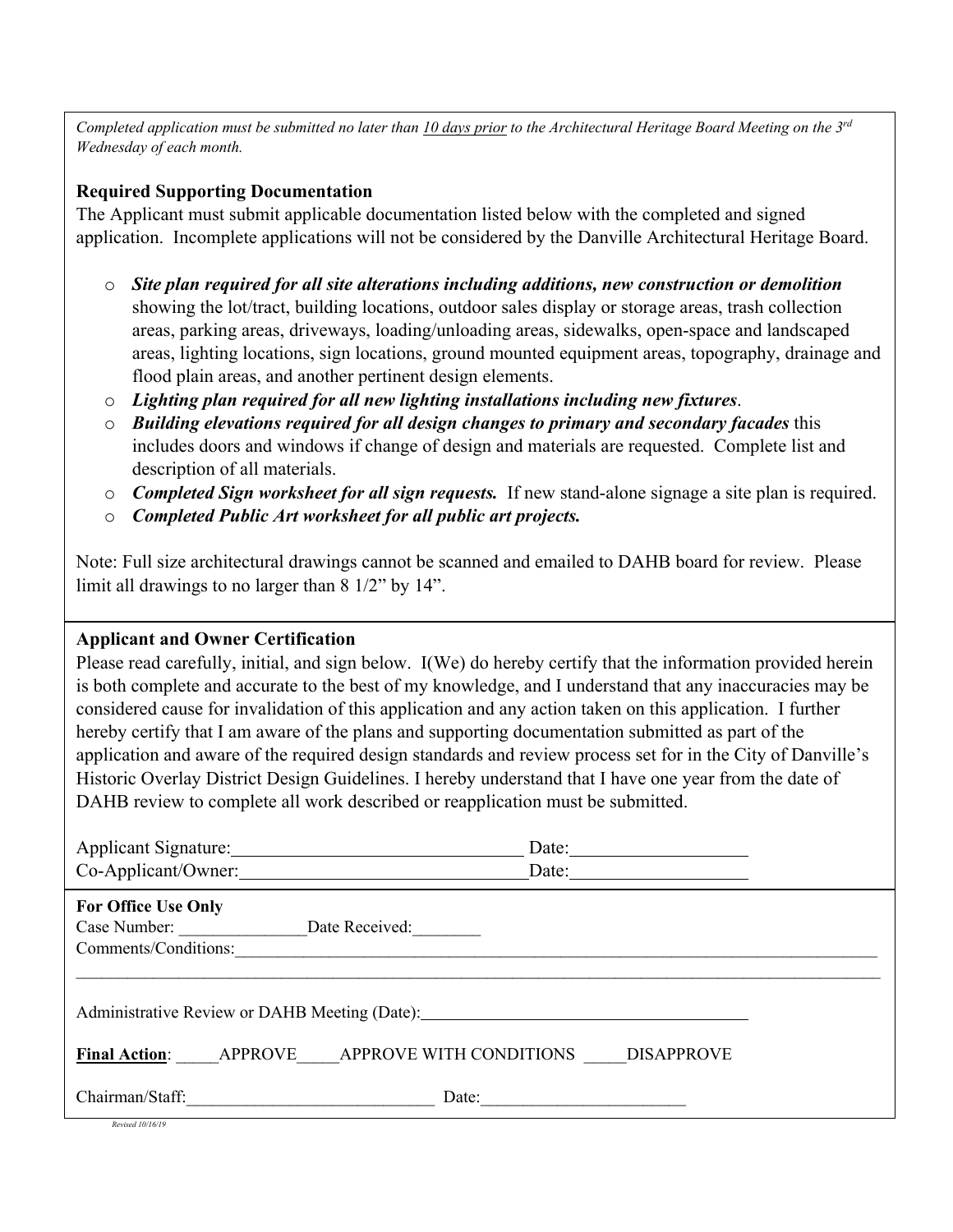*Completed application must be submitted no later than 10 days prior to the Architectural Heritage Board Meeting on the 3rd Wednesday of each month.*

**Required Supporting Documentation**

The Applicant must submit applicable documentation listed below with the completed and signed application. Incomplete applications will not be considered by the Danville Architectural Heritage Board.

- ***Site plan required for all site alterations including additions, new construction or demolition*** showing the lot/tract, building locations, outdoor sales display or storage areas, trash collection areas, parking areas, driveways, loading/unloading areas, sidewalks, open-space and landscaped areas, lighting locations, sign locations, ground mounted equipment areas, topography, drainage and flood plain areas, and another pertinent design elements.
- ***Lighting plan required for all new lighting installations including new fixtures***.
- ***Building elevations required for all design changes to primary and secondary facades*** this includes doors and windows if change of design and materials are requested. Complete list and description of all materials.
- ***Completed Sign worksheet for all sign requests.*** If new stand-alone signage a site plan is required.
- ***Completed Public Art worksheet for all public art projects.***

Note: Full size architectural drawings cannot be scanned and emailed to DAHB board for review. Please limit all drawings to no larger than 8 1/2" by 14".

**Applicant and Owner Certification**

Please read carefully, initial, and sign below. I(We) do hereby certify that the information provided herein is both complete and accurate to the best of my knowledge, and I understand that any inaccuracies may be considered cause for invalidation of this application and any action taken on this application. I further hereby certify that I am aware of the plans and supporting documentation submitted as part of the application and aware of the required design standards and review process set for in the City of Danville's Historic Overlay District Design Guidelines. I hereby understand that I have one year from the date of DAHB review to complete all work described or reapplication must be submitted.

Applicant Signature:________________________________ Date:____________________

Co-Applicant/Owner:________________________________ Date:____________________

**For Office Use Only**

Case Number: _______________ Date Received:________

Comments/Conditions:_______________________________________________________________________________

_____________________________________________________________________________________________

Administrative Review or DAHB Meeting (Date):________________________________________

**Final Action**: _____APPROVE_____APPROVE WITH CONDITIONS _____DISAPPROVE

Chairman/Staff:_____________________________ Date:________________________

*Revised 10/16/19*